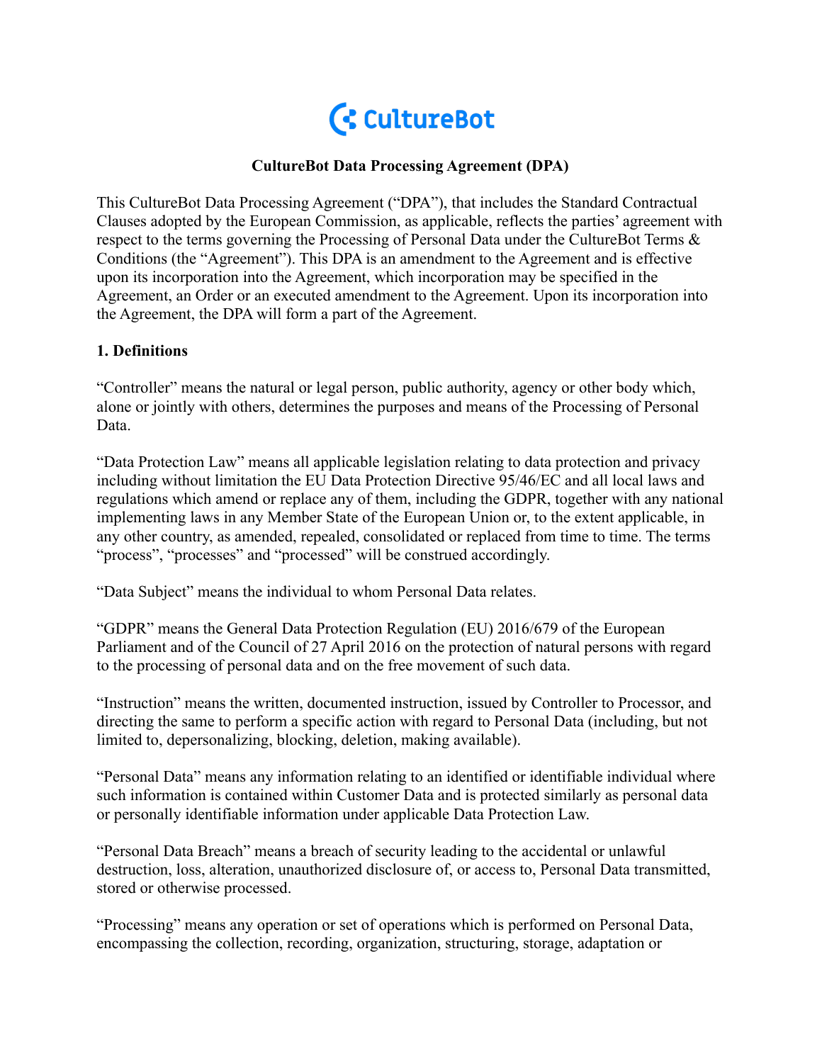# CultureBot Data Processing Agreement (DPA)

This CultureBot Data Processing Agreement ("DPA"), that includes the Standard Contractual Clauses adopted by the European Commission, as applicable, reflects the parties' agreement with respect to the terms governing the Processing of Personal Data under the CultureBot Terms & Conditions (the "Agreement"). This DPA is an amendment to the Agreement and is effective upon its incorporation into the Agreement, which incorporation may be specified in the Agreement, an Order or an executed amendment to the Agreement. Upon its incorporation into the Agreement, the DPA will form a part of the Agreement.

## 1. Definitions

"Controller" means the natural or legal person, public authority, agency or other body which, alone or jointly with others, determines the purposes and means of the Processing of Personal Data.

"Data Protection Law" means all applicable legislation relating to data protection and privacy including without limitation the EU Data Protection Directive 95/46/EC and all local laws and regulations which amend or replace any of them, including the GDPR, together with any national implementing laws in any Member State of the European Union or, to the extent applicable, in any other country, as amended, repealed, consolidated or replaced from time to time. The terms "process", "processes" and "processed" will be construed accordingly.

"Data Subject" means the individual to whom Personal Data relates.

"GDPR" means the General Data Protection Regulation (EU) 2016/679 of the European Parliament and of the Council of 27 April 2016 on the protection of natural persons with regard to the processing of personal data and on the free movement of such data.

"Instruction" means the written, documented instruction, issued by Controller to Processor, and directing the same to perform a specific action with regard to Personal Data (including, but not limited to, depersonalizing, blocking, deletion, making available).

"Personal Data" means any information relating to an identified or identifiable individual where such information is contained within Customer Data and is protected similarly as personal data or personally identifiable information under applicable Data Protection Law.

"Personal Data Breach" means a breach of security leading to the accidental or unlawful destruction, loss, alteration, unauthorized disclosure of, or access to, Personal Data transmitted, stored or otherwise processed.

"Processing" means any operation or set of operations which is performed on Personal Data, encompassing the collection, recording, organization, structuring, storage, adaptation or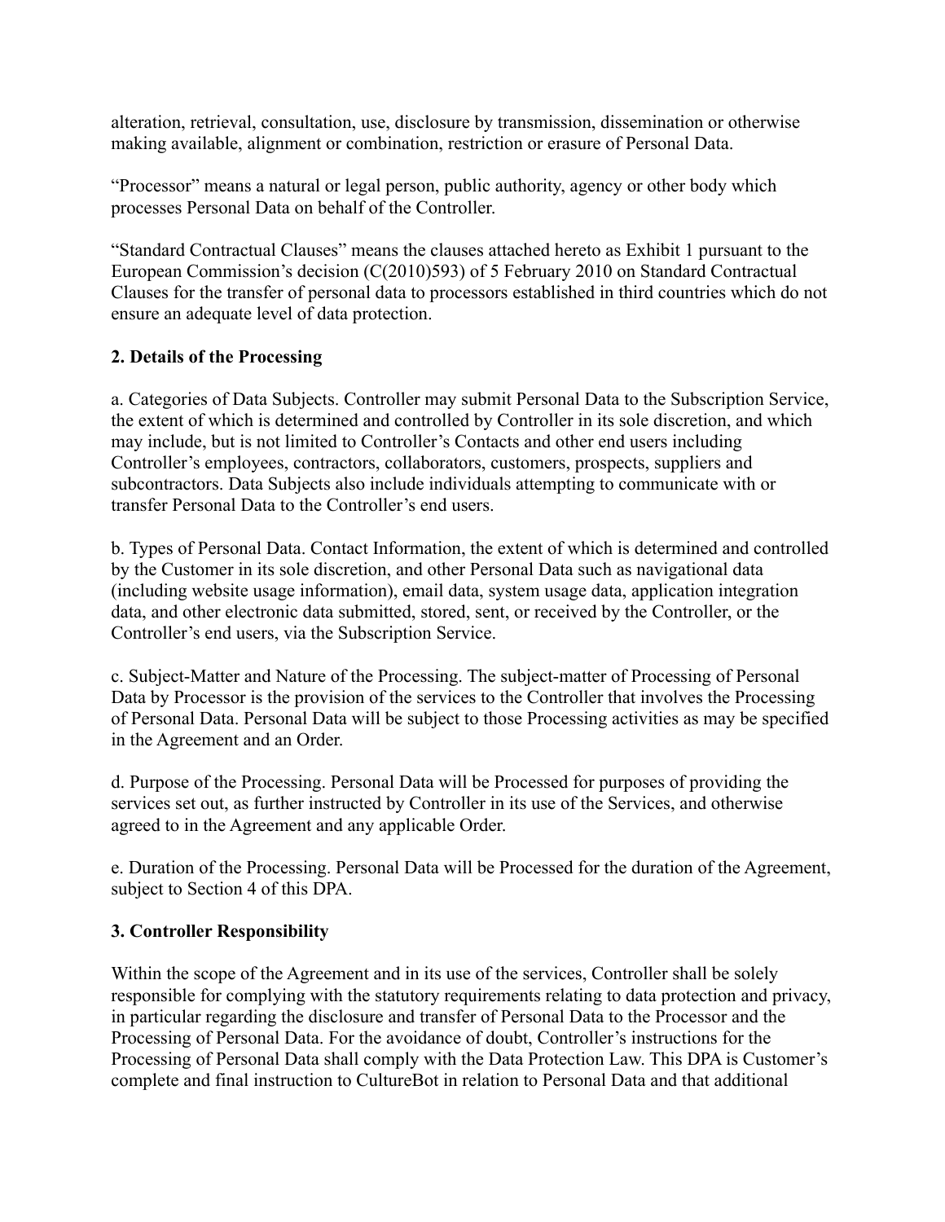alteration, retrieval, consultation, use, disclosure by transmission, dissemination or otherwise making available, alignment or combination, restriction or erasure of Personal Data.

"Processor" means a natural or legal person, public authority, agency or other body which processes Personal Data on behalf of the Controller.

"Standard Contractual Clauses" means the clauses attached hereto as Exhibit 1 pursuant to the European Commission's decision (C(2010)593) of 5 February 2010 on Standard Contractual Clauses for the transfer of personal data to processors established in third countries which do not ensure an adequate level of data protection.

**2. Details of the Processing**

a. Categories of Data Subjects. Controller may submit Personal Data to the Subscription Service, the extent of which is determined and controlled by Controller in its sole discretion, and which may include, but is not limited to Controller's Contacts and other end users including Controller's employees, contractors, collaborators, customers, prospects, suppliers and subcontractors. Data Subjects also include individuals attempting to communicate with or transfer Personal Data to the Controller's end users.

b. Types of Personal Data. Contact Information, the extent of which is determined and controlled by the Customer in its sole discretion, and other Personal Data such as navigational data (including website usage information), email data, system usage data, application integration data, and other electronic data submitted, stored, sent, or received by the Controller, or the Controller's end users, via the Subscription Service.

c. Subject-Matter and Nature of the Processing. The subject-matter of Processing of Personal Data by Processor is the provision of the services to the Controller that involves the Processing of Personal Data. Personal Data will be subject to those Processing activities as may be specified in the Agreement and an Order.

d. Purpose of the Processing. Personal Data will be Processed for purposes of providing the services set out, as further instructed by Controller in its use of the Services, and otherwise agreed to in the Agreement and any applicable Order.

e. Duration of the Processing. Personal Data will be Processed for the duration of the Agreement, subject to Section 4 of this DPA.

**3. Controller Responsibility**

Within the scope of the Agreement and in its use of the services, Controller shall be solely responsible for complying with the statutory requirements relating to data protection and privacy, in particular regarding the disclosure and transfer of Personal Data to the Processor and the Processing of Personal Data. For the avoidance of doubt, Controller's instructions for the Processing of Personal Data shall comply with the Data Protection Law. This DPA is Customer's complete and final instruction to CultureBot in relation to Personal Data and that additional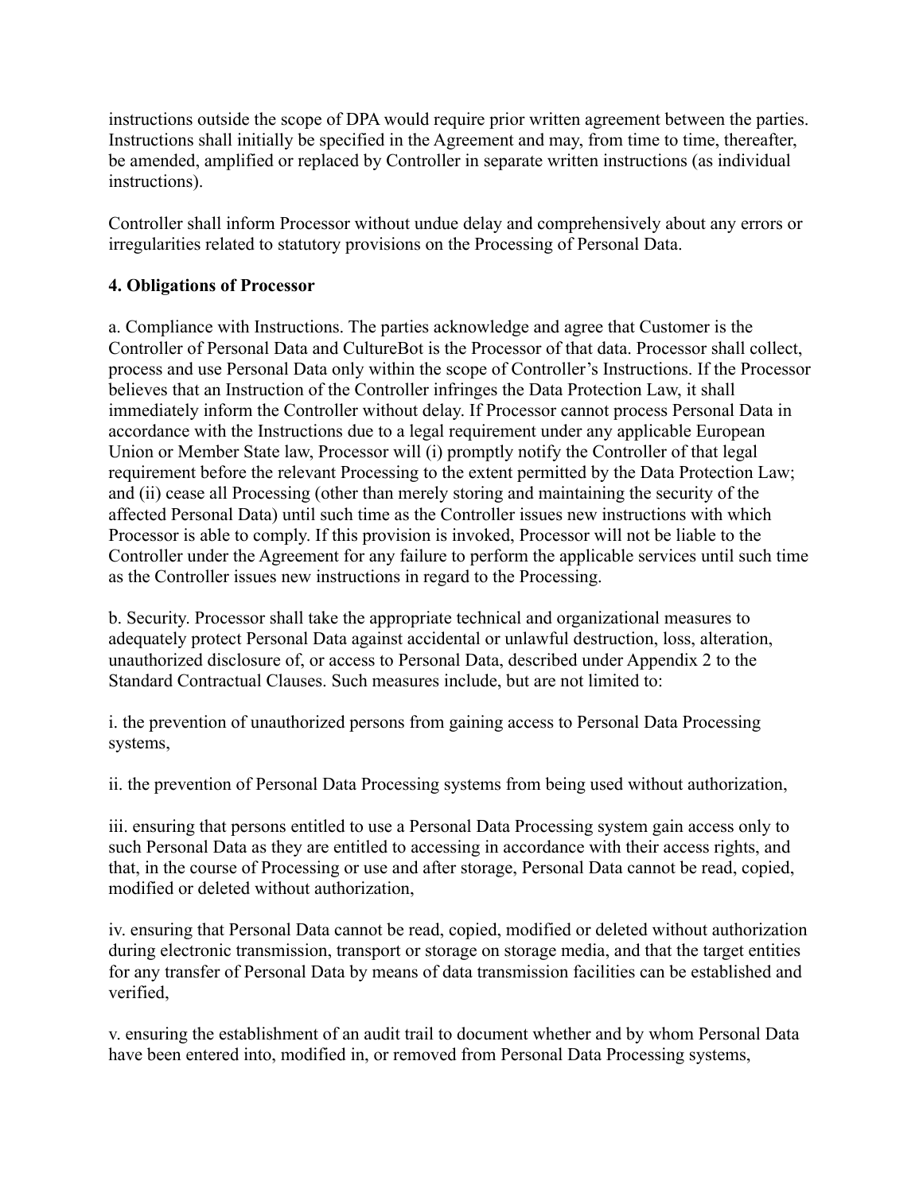instructions outside the scope of DPA would require prior written agreement between the parties. Instructions shall initially be specified in the Agreement and may, from time to time, thereafter, be amended, amplified or replaced by Controller in separate written instructions (as individual instructions).

Controller shall inform Processor without undue delay and comprehensively about any errors or irregularities related to statutory provisions on the Processing of Personal Data.

**4. Obligations of Processor**

a. Compliance with Instructions. The parties acknowledge and agree that Customer is the Controller of Personal Data and CultureBot is the Processor of that data. Processor shall collect, process and use Personal Data only within the scope of Controller's Instructions. If the Processor believes that an Instruction of the Controller infringes the Data Protection Law, it shall immediately inform the Controller without delay. If Processor cannot process Personal Data in accordance with the Instructions due to a legal requirement under any applicable European Union or Member State law, Processor will (i) promptly notify the Controller of that legal requirement before the relevant Processing to the extent permitted by the Data Protection Law; and (ii) cease all Processing (other than merely storing and maintaining the security of the affected Personal Data) until such time as the Controller issues new instructions with which Processor is able to comply. If this provision is invoked, Processor will not be liable to the Controller under the Agreement for any failure to perform the applicable services until such time as the Controller issues new instructions in regard to the Processing.

b. Security. Processor shall take the appropriate technical and organizational measures to adequately protect Personal Data against accidental or unlawful destruction, loss, alteration, unauthorized disclosure of, or access to Personal Data, described under Appendix 2 to the Standard Contractual Clauses. Such measures include, but are not limited to:

i. the prevention of unauthorized persons from gaining access to Personal Data Processing systems,

ii. the prevention of Personal Data Processing systems from being used without authorization,

iii. ensuring that persons entitled to use a Personal Data Processing system gain access only to such Personal Data as they are entitled to accessing in accordance with their access rights, and that, in the course of Processing or use and after storage, Personal Data cannot be read, copied, modified or deleted without authorization,

iv. ensuring that Personal Data cannot be read, copied, modified or deleted without authorization during electronic transmission, transport or storage on storage media, and that the target entities for any transfer of Personal Data by means of data transmission facilities can be established and verified,

v. ensuring the establishment of an audit trail to document whether and by whom Personal Data have been entered into, modified in, or removed from Personal Data Processing systems,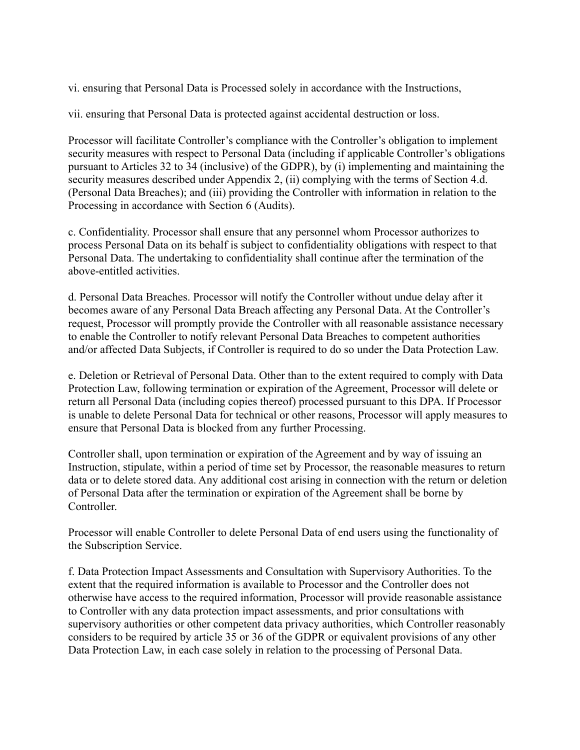vi. ensuring that Personal Data is Processed solely in accordance with the Instructions,

vii. ensuring that Personal Data is protected against accidental destruction or loss.

Processor will facilitate Controller's compliance with the Controller's obligation to implement security measures with respect to Personal Data (including if applicable Controller's obligations pursuant to Articles 32 to 34 (inclusive) of the GDPR), by (i) implementing and maintaining the security measures described under Appendix 2, (ii) complying with the terms of Section 4.d. (Personal Data Breaches); and (iii) providing the Controller with information in relation to the Processing in accordance with Section 6 (Audits).

c. Confidentiality. Processor shall ensure that any personnel whom Processor authorizes to process Personal Data on its behalf is subject to confidentiality obligations with respect to that Personal Data. The undertaking to confidentiality shall continue after the termination of the above-entitled activities.

d. Personal Data Breaches. Processor will notify the Controller without undue delay after it becomes aware of any Personal Data Breach affecting any Personal Data. At the Controller's request, Processor will promptly provide the Controller with all reasonable assistance necessary to enable the Controller to notify relevant Personal Data Breaches to competent authorities and/or affected Data Subjects, if Controller is required to do so under the Data Protection Law.

e. Deletion or Retrieval of Personal Data. Other than to the extent required to comply with Data Protection Law, following termination or expiration of the Agreement, Processor will delete or return all Personal Data (including copies thereof) processed pursuant to this DPA. If Processor is unable to delete Personal Data for technical or other reasons, Processor will apply measures to ensure that Personal Data is blocked from any further Processing.

Controller shall, upon termination or expiration of the Agreement and by way of issuing an Instruction, stipulate, within a period of time set by Processor, the reasonable measures to return data or to delete stored data. Any additional cost arising in connection with the return or deletion of Personal Data after the termination or expiration of the Agreement shall be borne by Controller.

Processor will enable Controller to delete Personal Data of end users using the functionality of the Subscription Service.

f. Data Protection Impact Assessments and Consultation with Supervisory Authorities. To the extent that the required information is available to Processor and the Controller does not otherwise have access to the required information, Processor will provide reasonable assistance to Controller with any data protection impact assessments, and prior consultations with supervisory authorities or other competent data privacy authorities, which Controller reasonably considers to be required by article 35 or 36 of the GDPR or equivalent provisions of any other Data Protection Law, in each case solely in relation to the processing of Personal Data.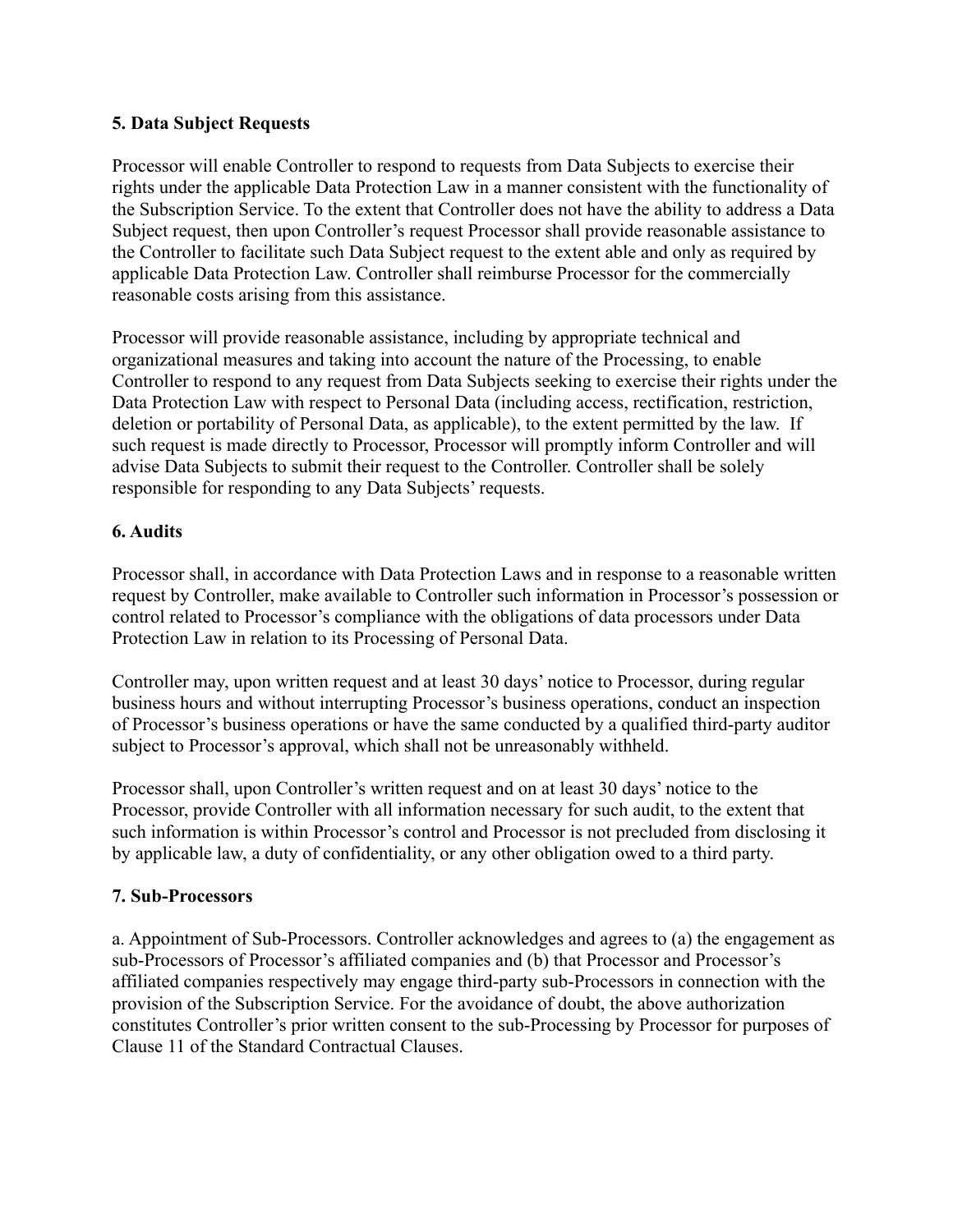**5. Data Subject Requests**

Processor will enable Controller to respond to requests from Data Subjects to exercise their rights under the applicable Data Protection Law in a manner consistent with the functionality of the Subscription Service. To the extent that Controller does not have the ability to address a Data Subject request, then upon Controller's request Processor shall provide reasonable assistance to the Controller to facilitate such Data Subject request to the extent able and only as required by applicable Data Protection Law. Controller shall reimburse Processor for the commercially reasonable costs arising from this assistance.

Processor will provide reasonable assistance, including by appropriate technical and organizational measures and taking into account the nature of the Processing, to enable Controller to respond to any request from Data Subjects seeking to exercise their rights under the Data Protection Law with respect to Personal Data (including access, rectification, restriction, deletion or portability of Personal Data, as applicable), to the extent permitted by the law. If such request is made directly to Processor, Processor will promptly inform Controller and will advise Data Subjects to submit their request to the Controller. Controller shall be solely responsible for responding to any Data Subjects' requests.

**6. Audits**

Processor shall, in accordance with Data Protection Laws and in response to a reasonable written request by Controller, make available to Controller such information in Processor's possession or control related to Processor's compliance with the obligations of data processors under Data Protection Law in relation to its Processing of Personal Data.

Controller may, upon written request and at least 30 days' notice to Processor, during regular business hours and without interrupting Processor's business operations, conduct an inspection of Processor's business operations or have the same conducted by a qualified third-party auditor subject to Processor's approval, which shall not be unreasonably withheld.

Processor shall, upon Controller's written request and on at least 30 days' notice to the Processor, provide Controller with all information necessary for such audit, to the extent that such information is within Processor's control and Processor is not precluded from disclosing it by applicable law, a duty of confidentiality, or any other obligation owed to a third party.

**7. Sub-Processors**

a. Appointment of Sub-Processors. Controller acknowledges and agrees to (a) the engagement as sub-Processors of Processor's affiliated companies and (b) that Processor and Processor's affiliated companies respectively may engage third-party sub-Processors in connection with the provision of the Subscription Service. For the avoidance of doubt, the above authorization constitutes Controller's prior written consent to the sub-Processing by Processor for purposes of Clause 11 of the Standard Contractual Clauses.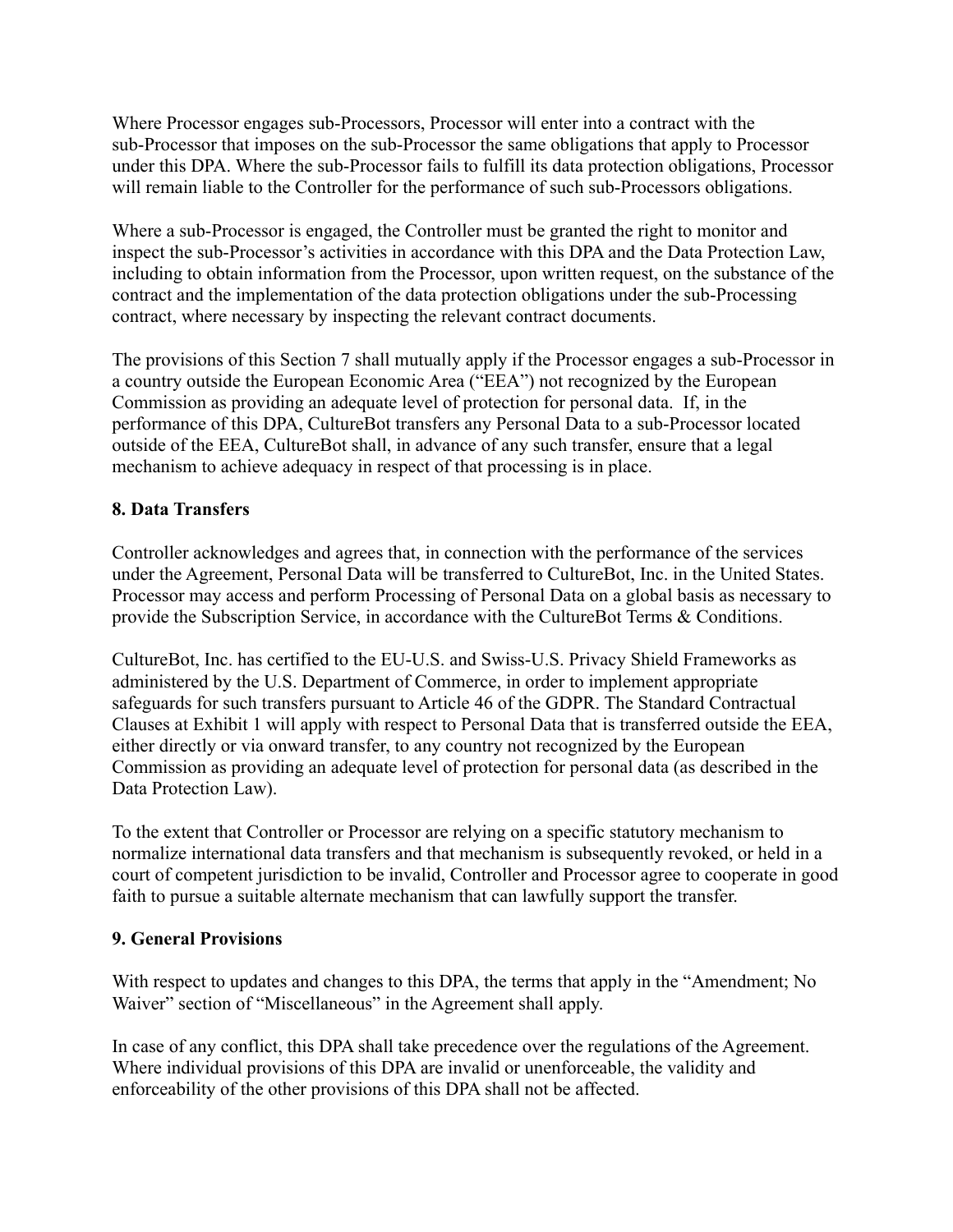Where Processor engages sub-Processors, Processor will enter into a contract with the sub-Processor that imposes on the sub-Processor the same obligations that apply to Processor under this DPA. Where the sub-Processor fails to fulfill its data protection obligations, Processor will remain liable to the Controller for the performance of such sub-Processors obligations.

Where a sub-Processor is engaged, the Controller must be granted the right to monitor and inspect the sub-Processor's activities in accordance with this DPA and the Data Protection Law, including to obtain information from the Processor, upon written request, on the substance of the contract and the implementation of the data protection obligations under the sub-Processing contract, where necessary by inspecting the relevant contract documents.

The provisions of this Section 7 shall mutually apply if the Processor engages a sub-Processor in a country outside the European Economic Area ("EEA") not recognized by the European Commission as providing an adequate level of protection for personal data. If, in the performance of this DPA, CultureBot transfers any Personal Data to a sub-Processor located outside of the EEA, CultureBot shall, in advance of any such transfer, ensure that a legal mechanism to achieve adequacy in respect of that processing is in place.

**8. Data Transfers**

Controller acknowledges and agrees that, in connection with the performance of the services under the Agreement, Personal Data will be transferred to CultureBot, Inc. in the United States. Processor may access and perform Processing of Personal Data on a global basis as necessary to provide the Subscription Service, in accordance with the CultureBot Terms & Conditions.

CultureBot, Inc. has certified to the EU-U.S. and Swiss-U.S. Privacy Shield Frameworks as administered by the U.S. Department of Commerce, in order to implement appropriate safeguards for such transfers pursuant to Article 46 of the GDPR. The Standard Contractual Clauses at Exhibit 1 will apply with respect to Personal Data that is transferred outside the EEA, either directly or via onward transfer, to any country not recognized by the European Commission as providing an adequate level of protection for personal data (as described in the Data Protection Law).

To the extent that Controller or Processor are relying on a specific statutory mechanism to normalize international data transfers and that mechanism is subsequently revoked, or held in a court of competent jurisdiction to be invalid, Controller and Processor agree to cooperate in good faith to pursue a suitable alternate mechanism that can lawfully support the transfer.

**9. General Provisions**

With respect to updates and changes to this DPA, the terms that apply in the "Amendment; No Waiver" section of "Miscellaneous" in the Agreement shall apply.

In case of any conflict, this DPA shall take precedence over the regulations of the Agreement. Where individual provisions of this DPA are invalid or unenforceable, the validity and enforceability of the other provisions of this DPA shall not be affected.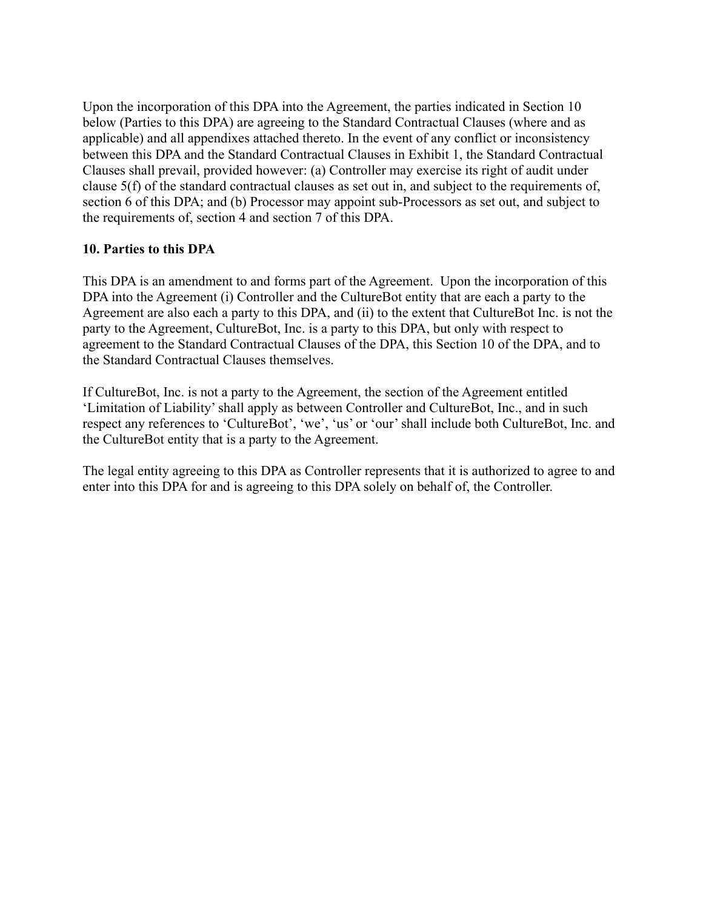Upon the incorporation of this DPA into the Agreement, the parties indicated in Section 10 below (Parties to this DPA) are agreeing to the Standard Contractual Clauses (where and as applicable) and all appendixes attached thereto. In the event of any conflict or inconsistency between this DPA and the Standard Contractual Clauses in Exhibit 1, the Standard Contractual Clauses shall prevail, provided however: (a) Controller may exercise its right of audit under clause 5(f) of the standard contractual clauses as set out in, and subject to the requirements of, section 6 of this DPA; and (b) Processor may appoint sub-Processors as set out, and subject to the requirements of, section 4 and section 7 of this DPA.

**10. Parties to this DPA**

This DPA is an amendment to and forms part of the Agreement. Upon the incorporation of this DPA into the Agreement (i) Controller and the CultureBot entity that are each a party to the Agreement are also each a party to this DPA, and (ii) to the extent that CultureBot Inc. is not the party to the Agreement, CultureBot, Inc. is a party to this DPA, but only with respect to agreement to the Standard Contractual Clauses of the DPA, this Section 10 of the DPA, and to the Standard Contractual Clauses themselves.

If CultureBot, Inc. is not a party to the Agreement, the section of the Agreement entitled 'Limitation of Liability' shall apply as between Controller and CultureBot, Inc., and in such respect any references to 'CultureBot', 'we', 'us' or 'our' shall include both CultureBot, Inc. and the CultureBot entity that is a party to the Agreement.

The legal entity agreeing to this DPA as Controller represents that it is authorized to agree to and enter into this DPA for and is agreeing to this DPA solely on behalf of, the Controller.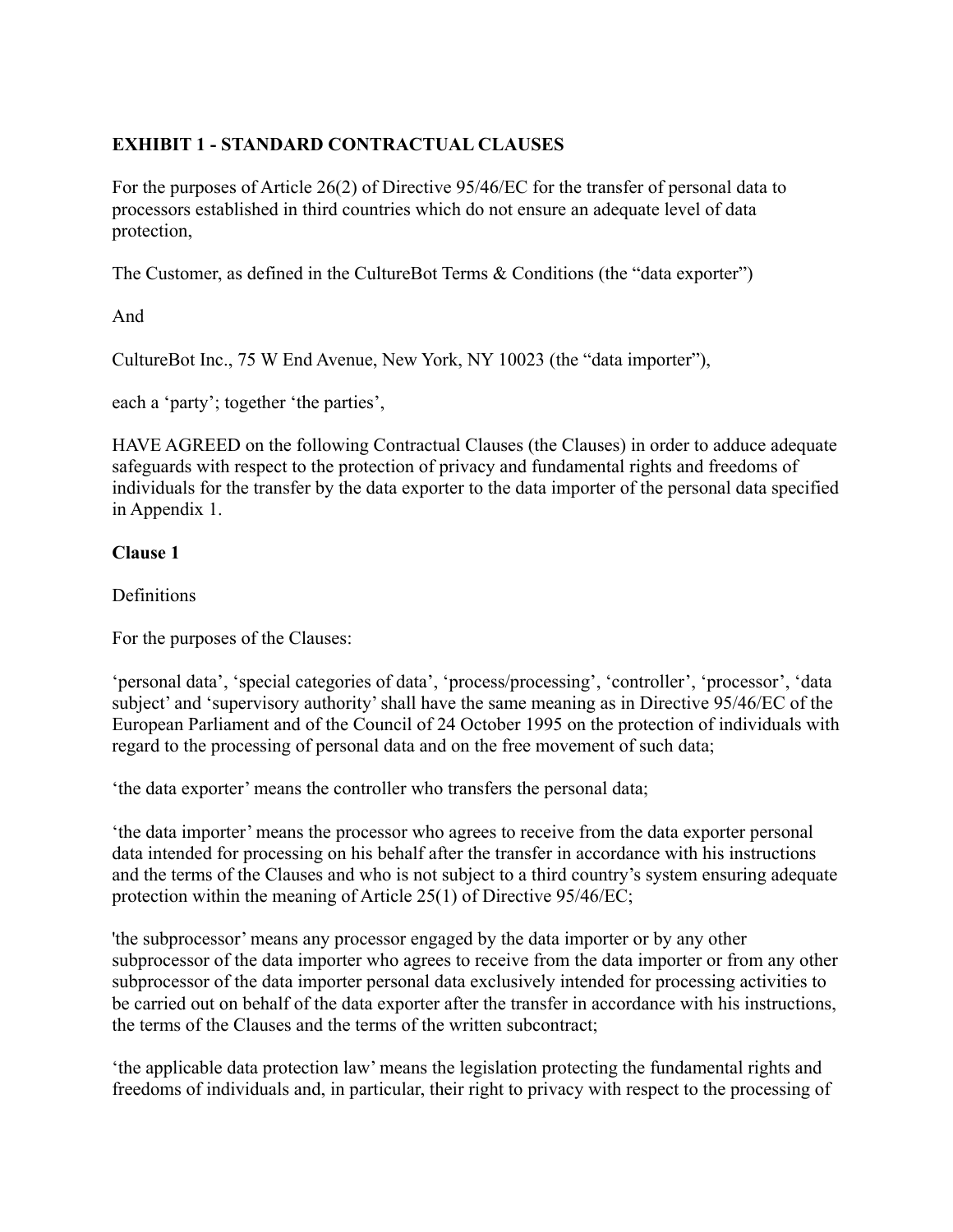**EXHIBIT 1 - STANDARD CONTRACTUAL CLAUSES**

For the purposes of Article 26(2) of Directive 95/46/EC for the transfer of personal data to processors established in third countries which do not ensure an adequate level of data protection,

The Customer, as defined in the CultureBot Terms & Conditions (the “data exporter”)

And

CultureBot Inc., 75 W End Avenue, New York, NY 10023 (the “data importer”),

each a ‘party’; together ‘the parties’,

HAVE AGREED on the following Contractual Clauses (the Clauses) in order to adduce adequate safeguards with respect to the protection of privacy and fundamental rights and freedoms of individuals for the transfer by the data exporter to the data importer of the personal data specified in Appendix 1.

**Clause 1**

Definitions

For the purposes of the Clauses:

‘personal data’, ‘special categories of data’, ‘process/processing’, ‘controller’, ‘processor’, ‘data subject’ and ‘supervisory authority’ shall have the same meaning as in Directive 95/46/EC of the European Parliament and of the Council of 24 October 1995 on the protection of individuals with regard to the processing of personal data and on the free movement of such data;

‘the data exporter’ means the controller who transfers the personal data;

‘the data importer’ means the processor who agrees to receive from the data exporter personal data intended for processing on his behalf after the transfer in accordance with his instructions and the terms of the Clauses and who is not subject to a third country’s system ensuring adequate protection within the meaning of Article 25(1) of Directive 95/46/EC;

'the subprocessor’ means any processor engaged by the data importer or by any other subprocessor of the data importer who agrees to receive from the data importer or from any other subprocessor of the data importer personal data exclusively intended for processing activities to be carried out on behalf of the data exporter after the transfer in accordance with his instructions, the terms of the Clauses and the terms of the written subcontract;

‘the applicable data protection law’ means the legislation protecting the fundamental rights and freedoms of individuals and, in particular, their right to privacy with respect to the processing of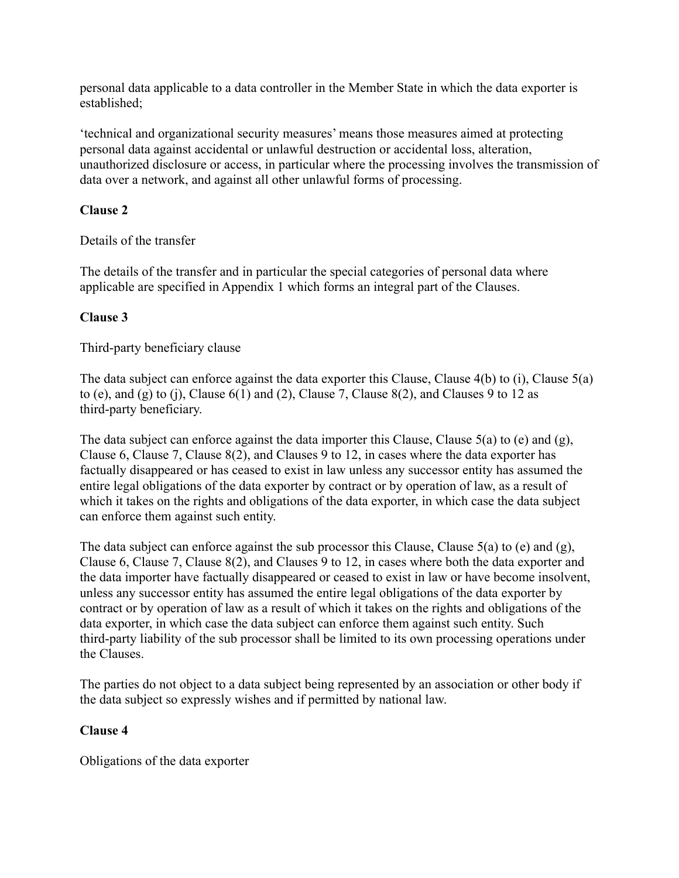personal data applicable to a data controller in the Member State in which the data exporter is established;

'technical and organizational security measures' means those measures aimed at protecting personal data against accidental or unlawful destruction or accidental loss, alteration, unauthorized disclosure or access, in particular where the processing involves the transmission of data over a network, and against all other unlawful forms of processing.

**Clause 2**

Details of the transfer

The details of the transfer and in particular the special categories of personal data where applicable are specified in Appendix 1 which forms an integral part of the Clauses.

**Clause 3**

Third-party beneficiary clause

The data subject can enforce against the data exporter this Clause, Clause 4(b) to (i), Clause 5(a) to (e), and (g) to (j), Clause 6(1) and (2), Clause 7, Clause 8(2), and Clauses 9 to 12 as third-party beneficiary.

The data subject can enforce against the data importer this Clause, Clause 5(a) to (e) and (g), Clause 6, Clause 7, Clause 8(2), and Clauses 9 to 12, in cases where the data exporter has factually disappeared or has ceased to exist in law unless any successor entity has assumed the entire legal obligations of the data exporter by contract or by operation of law, as a result of which it takes on the rights and obligations of the data exporter, in which case the data subject can enforce them against such entity.

The data subject can enforce against the sub processor this Clause, Clause 5(a) to (e) and (g), Clause 6, Clause 7, Clause 8(2), and Clauses 9 to 12, in cases where both the data exporter and the data importer have factually disappeared or ceased to exist in law or have become insolvent, unless any successor entity has assumed the entire legal obligations of the data exporter by contract or by operation of law as a result of which it takes on the rights and obligations of the data exporter, in which case the data subject can enforce them against such entity. Such third-party liability of the sub processor shall be limited to its own processing operations under the Clauses.

The parties do not object to a data subject being represented by an association or other body if the data subject so expressly wishes and if permitted by national law.

**Clause 4**

Obligations of the data exporter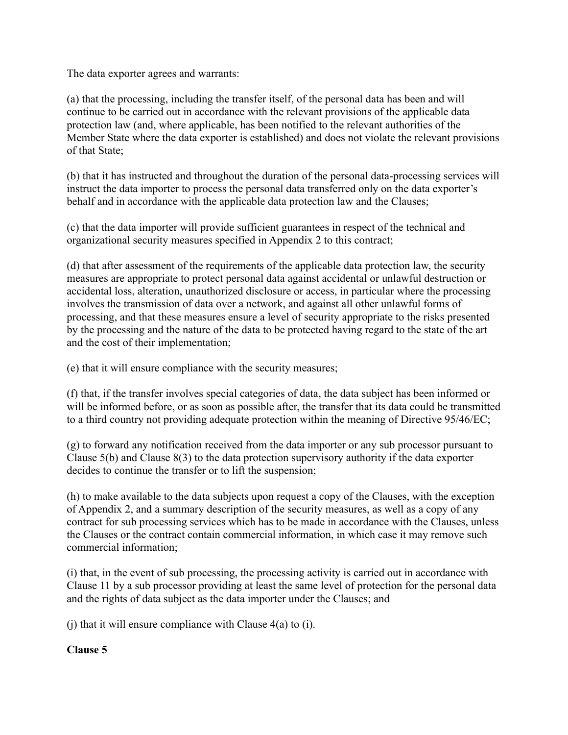The data exporter agrees and warrants:

(a) that the processing, including the transfer itself, of the personal data has been and will continue to be carried out in accordance with the relevant provisions of the applicable data protection law (and, where applicable, has been notified to the relevant authorities of the Member State where the data exporter is established) and does not violate the relevant provisions of that State;

(b) that it has instructed and throughout the duration of the personal data-processing services will instruct the data importer to process the personal data transferred only on the data exporter's behalf and in accordance with the applicable data protection law and the Clauses;

(c) that the data importer will provide sufficient guarantees in respect of the technical and organizational security measures specified in Appendix 2 to this contract;

(d) that after assessment of the requirements of the applicable data protection law, the security measures are appropriate to protect personal data against accidental or unlawful destruction or accidental loss, alteration, unauthorized disclosure or access, in particular where the processing involves the transmission of data over a network, and against all other unlawful forms of processing, and that these measures ensure a level of security appropriate to the risks presented by the processing and the nature of the data to be protected having regard to the state of the art and the cost of their implementation;

(e) that it will ensure compliance with the security measures;

(f) that, if the transfer involves special categories of data, the data subject has been informed or will be informed before, or as soon as possible after, the transfer that its data could be transmitted to a third country not providing adequate protection within the meaning of Directive 95/46/EC;

(g) to forward any notification received from the data importer or any sub processor pursuant to Clause 5(b) and Clause 8(3) to the data protection supervisory authority if the data exporter decides to continue the transfer or to lift the suspension;

(h) to make available to the data subjects upon request a copy of the Clauses, with the exception of Appendix 2, and a summary description of the security measures, as well as a copy of any contract for sub processing services which has to be made in accordance with the Clauses, unless the Clauses or the contract contain commercial information, in which case it may remove such commercial information;

(i) that, in the event of sub processing, the processing activity is carried out in accordance with Clause 11 by a sub processor providing at least the same level of protection for the personal data and the rights of data subject as the data importer under the Clauses; and

(j) that it will ensure compliance with Clause 4(a) to (i).

**Clause 5**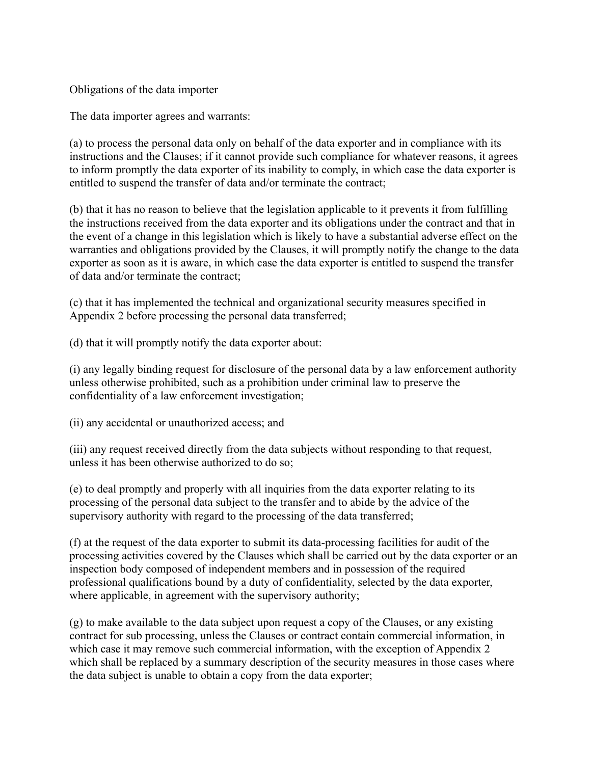Obligations of the data importer

The data importer agrees and warrants:

(a) to process the personal data only on behalf of the data exporter and in compliance with its instructions and the Clauses; if it cannot provide such compliance for whatever reasons, it agrees to inform promptly the data exporter of its inability to comply, in which case the data exporter is entitled to suspend the transfer of data and/or terminate the contract;

(b) that it has no reason to believe that the legislation applicable to it prevents it from fulfilling the instructions received from the data exporter and its obligations under the contract and that in the event of a change in this legislation which is likely to have a substantial adverse effect on the warranties and obligations provided by the Clauses, it will promptly notify the change to the data exporter as soon as it is aware, in which case the data exporter is entitled to suspend the transfer of data and/or terminate the contract;

(c) that it has implemented the technical and organizational security measures specified in Appendix 2 before processing the personal data transferred;

(d) that it will promptly notify the data exporter about:

(i) any legally binding request for disclosure of the personal data by a law enforcement authority unless otherwise prohibited, such as a prohibition under criminal law to preserve the confidentiality of a law enforcement investigation;

(ii) any accidental or unauthorized access; and

(iii) any request received directly from the data subjects without responding to that request, unless it has been otherwise authorized to do so;

(e) to deal promptly and properly with all inquiries from the data exporter relating to its processing of the personal data subject to the transfer and to abide by the advice of the supervisory authority with regard to the processing of the data transferred;

(f) at the request of the data exporter to submit its data-processing facilities for audit of the processing activities covered by the Clauses which shall be carried out by the data exporter or an inspection body composed of independent members and in possession of the required professional qualifications bound by a duty of confidentiality, selected by the data exporter, where applicable, in agreement with the supervisory authority;

(g) to make available to the data subject upon request a copy of the Clauses, or any existing contract for sub processing, unless the Clauses or contract contain commercial information, in which case it may remove such commercial information, with the exception of Appendix 2 which shall be replaced by a summary description of the security measures in those cases where the data subject is unable to obtain a copy from the data exporter;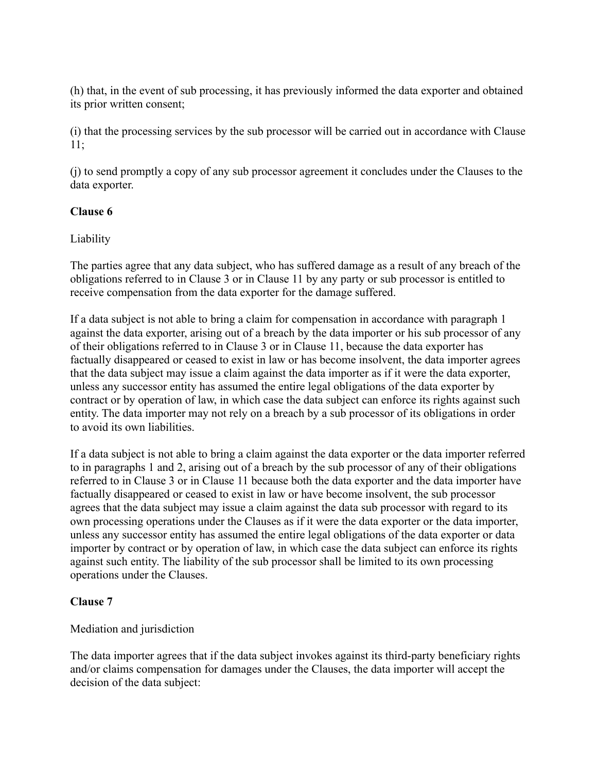(h) that, in the event of sub processing, it has previously informed the data exporter and obtained its prior written consent;

(i) that the processing services by the sub processor will be carried out in accordance with Clause 11;

(j) to send promptly a copy of any sub processor agreement it concludes under the Clauses to the data exporter.

**Clause 6**

Liability

The parties agree that any data subject, who has suffered damage as a result of any breach of the obligations referred to in Clause 3 or in Clause 11 by any party or sub processor is entitled to receive compensation from the data exporter for the damage suffered.

If a data subject is not able to bring a claim for compensation in accordance with paragraph 1 against the data exporter, arising out of a breach by the data importer or his sub processor of any of their obligations referred to in Clause 3 or in Clause 11, because the data exporter has factually disappeared or ceased to exist in law or has become insolvent, the data importer agrees that the data subject may issue a claim against the data importer as if it were the data exporter, unless any successor entity has assumed the entire legal obligations of the data exporter by contract or by operation of law, in which case the data subject can enforce its rights against such entity. The data importer may not rely on a breach by a sub processor of its obligations in order to avoid its own liabilities.

If a data subject is not able to bring a claim against the data exporter or the data importer referred to in paragraphs 1 and 2, arising out of a breach by the sub processor of any of their obligations referred to in Clause 3 or in Clause 11 because both the data exporter and the data importer have factually disappeared or ceased to exist in law or have become insolvent, the sub processor agrees that the data subject may issue a claim against the data sub processor with regard to its own processing operations under the Clauses as if it were the data exporter or the data importer, unless any successor entity has assumed the entire legal obligations of the data exporter or data importer by contract or by operation of law, in which case the data subject can enforce its rights against such entity. The liability of the sub processor shall be limited to its own processing operations under the Clauses.

**Clause 7**

Mediation and jurisdiction

The data importer agrees that if the data subject invokes against its third-party beneficiary rights and/or claims compensation for damages under the Clauses, the data importer will accept the decision of the data subject: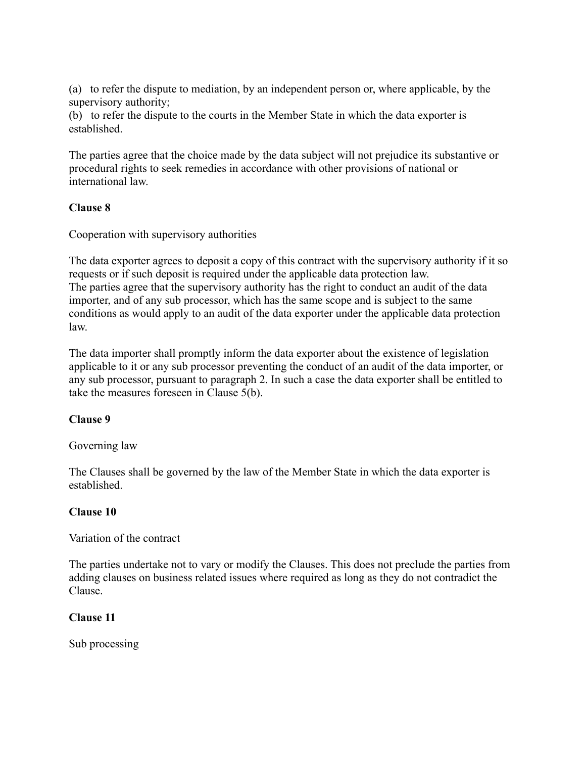(a) to refer the dispute to mediation, by an independent person or, where applicable, by the supervisory authority;
(b) to refer the dispute to the courts in the Member State in which the data exporter is established.

The parties agree that the choice made by the data subject will not prejudice its substantive or procedural rights to seek remedies in accordance with other provisions of national or international law.

**Clause 8**

Cooperation with supervisory authorities

The data exporter agrees to deposit a copy of this contract with the supervisory authority if it so requests or if such deposit is required under the applicable data protection law.
The parties agree that the supervisory authority has the right to conduct an audit of the data importer, and of any sub processor, which has the same scope and is subject to the same conditions as would apply to an audit of the data exporter under the applicable data protection law.

The data importer shall promptly inform the data exporter about the existence of legislation applicable to it or any sub processor preventing the conduct of an audit of the data importer, or any sub processor, pursuant to paragraph 2. In such a case the data exporter shall be entitled to take the measures foreseen in Clause 5(b).

**Clause 9**

Governing law

The Clauses shall be governed by the law of the Member State in which the data exporter is established.

**Clause 10**

Variation of the contract

The parties undertake not to vary or modify the Clauses. This does not preclude the parties from adding clauses on business related issues where required as long as they do not contradict the Clause.

**Clause 11**

Sub processing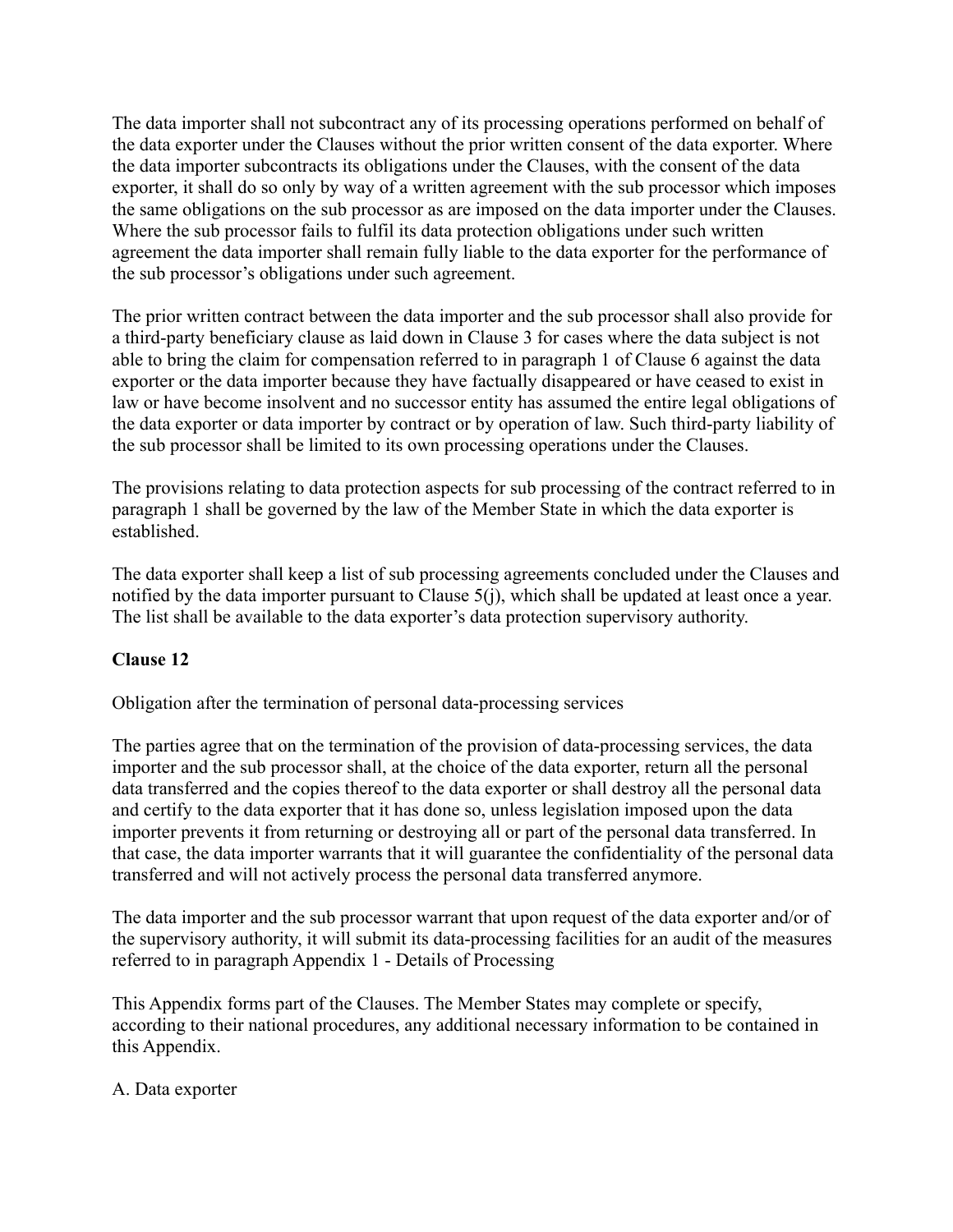The data importer shall not subcontract any of its processing operations performed on behalf of the data exporter under the Clauses without the prior written consent of the data exporter. Where the data importer subcontracts its obligations under the Clauses, with the consent of the data exporter, it shall do so only by way of a written agreement with the sub processor which imposes the same obligations on the sub processor as are imposed on the data importer under the Clauses. Where the sub processor fails to fulfil its data protection obligations under such written agreement the data importer shall remain fully liable to the data exporter for the performance of the sub processor's obligations under such agreement.

The prior written contract between the data importer and the sub processor shall also provide for a third-party beneficiary clause as laid down in Clause 3 for cases where the data subject is not able to bring the claim for compensation referred to in paragraph 1 of Clause 6 against the data exporter or the data importer because they have factually disappeared or have ceased to exist in law or have become insolvent and no successor entity has assumed the entire legal obligations of the data exporter or data importer by contract or by operation of law. Such third-party liability of the sub processor shall be limited to its own processing operations under the Clauses.

The provisions relating to data protection aspects for sub processing of the contract referred to in paragraph 1 shall be governed by the law of the Member State in which the data exporter is established.

The data exporter shall keep a list of sub processing agreements concluded under the Clauses and notified by the data importer pursuant to Clause 5(j), which shall be updated at least once a year. The list shall be available to the data exporter's data protection supervisory authority.

**Clause 12**

Obligation after the termination of personal data-processing services

The parties agree that on the termination of the provision of data-processing services, the data importer and the sub processor shall, at the choice of the data exporter, return all the personal data transferred and the copies thereof to the data exporter or shall destroy all the personal data and certify to the data exporter that it has done so, unless legislation imposed upon the data importer prevents it from returning or destroying all or part of the personal data transferred. In that case, the data importer warrants that it will guarantee the confidentiality of the personal data transferred and will not actively process the personal data transferred anymore.

The data importer and the sub processor warrant that upon request of the data exporter and/or of the supervisory authority, it will submit its data-processing facilities for an audit of the measures referred to in paragraph Appendix 1 - Details of Processing

This Appendix forms part of the Clauses. The Member States may complete or specify, according to their national procedures, any additional necessary information to be contained in this Appendix.

A. Data exporter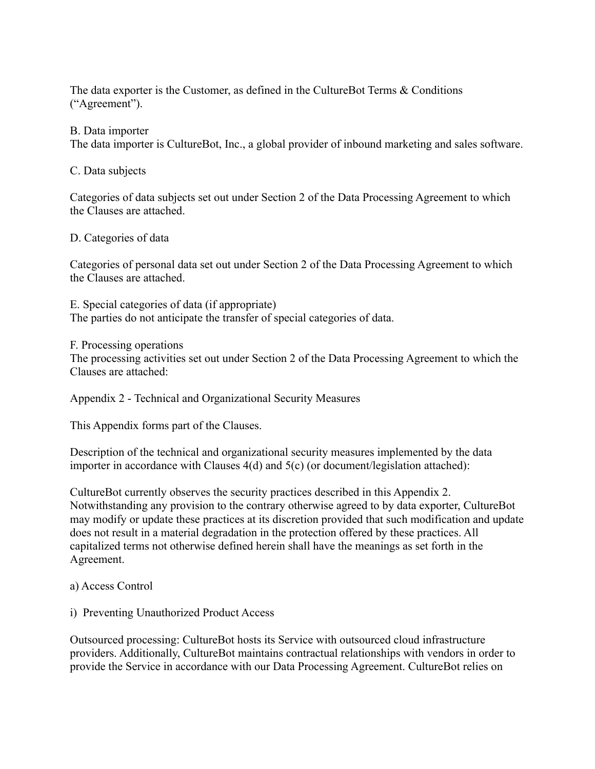The data exporter is the Customer, as defined in the CultureBot Terms & Conditions ("Agreement").

B. Data importer

The data importer is CultureBot, Inc., a global provider of inbound marketing and sales software.

C. Data subjects

Categories of data subjects set out under Section 2 of the Data Processing Agreement to which the Clauses are attached.

D. Categories of data

Categories of personal data set out under Section 2 of the Data Processing Agreement to which the Clauses are attached.

E. Special categories of data (if appropriate)

The parties do not anticipate the transfer of special categories of data.

F. Processing operations

The processing activities set out under Section 2 of the Data Processing Agreement to which the Clauses are attached:

Appendix 2 - Technical and Organizational Security Measures

This Appendix forms part of the Clauses.

Description of the technical and organizational security measures implemented by the data importer in accordance with Clauses 4(d) and 5(c) (or document/legislation attached):

CultureBot currently observes the security practices described in this Appendix 2. Notwithstanding any provision to the contrary otherwise agreed to by data exporter, CultureBot may modify or update these practices at its discretion provided that such modification and update does not result in a material degradation in the protection offered by these practices. All capitalized terms not otherwise defined herein shall have the meanings as set forth in the Agreement.

a) Access Control

i) Preventing Unauthorized Product Access

Outsourced processing: CultureBot hosts its Service with outsourced cloud infrastructure providers. Additionally, CultureBot maintains contractual relationships with vendors in order to provide the Service in accordance with our Data Processing Agreement. CultureBot relies on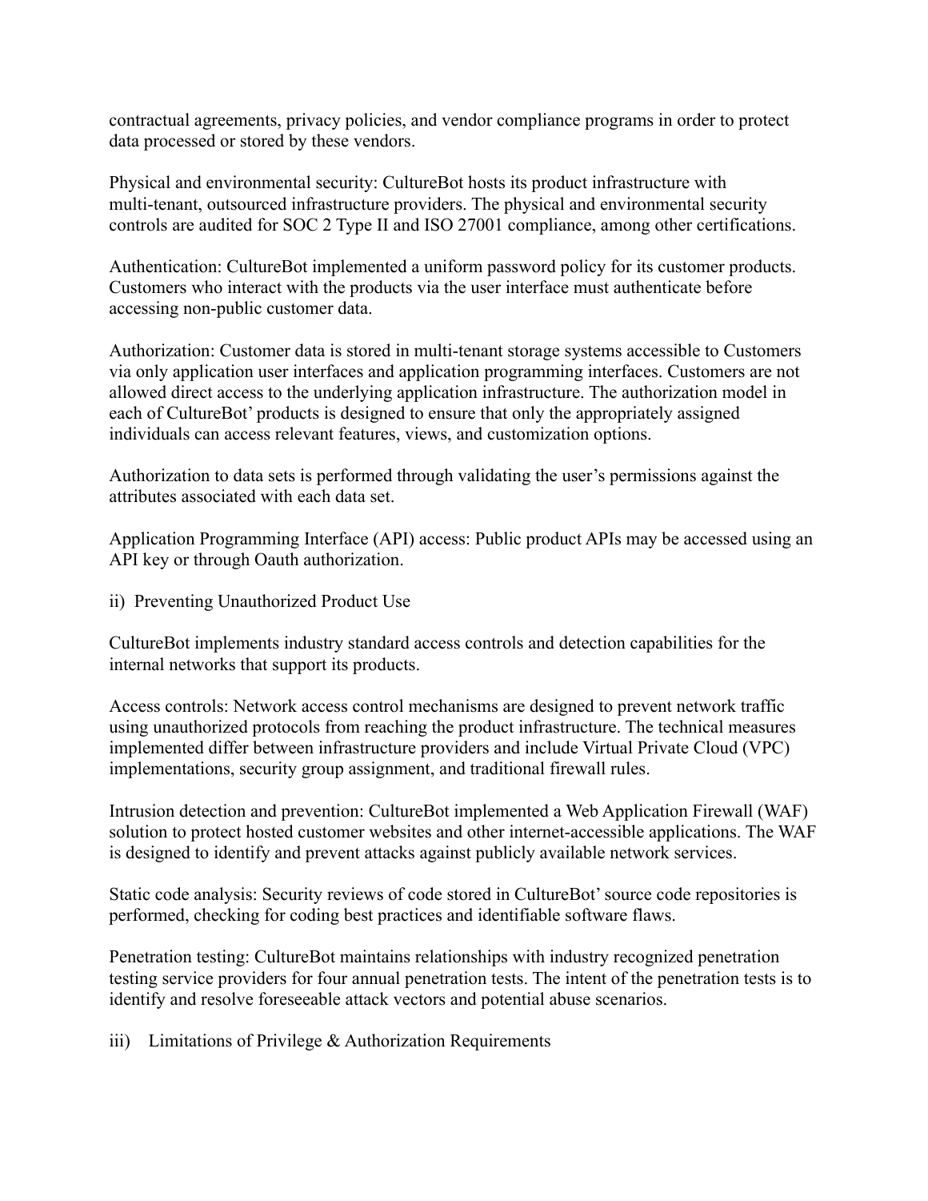contractual agreements, privacy policies, and vendor compliance programs in order to protect data processed or stored by these vendors.

Physical and environmental security: CultureBot hosts its product infrastructure with multi-tenant, outsourced infrastructure providers. The physical and environmental security controls are audited for SOC 2 Type II and ISO 27001 compliance, among other certifications.

Authentication: CultureBot implemented a uniform password policy for its customer products. Customers who interact with the products via the user interface must authenticate before accessing non-public customer data.

Authorization: Customer data is stored in multi-tenant storage systems accessible to Customers via only application user interfaces and application programming interfaces. Customers are not allowed direct access to the underlying application infrastructure. The authorization model in each of CultureBot' products is designed to ensure that only the appropriately assigned individuals can access relevant features, views, and customization options.

Authorization to data sets is performed through validating the user's permissions against the attributes associated with each data set.

Application Programming Interface (API) access: Public product APIs may be accessed using an API key or through Oauth authorization.

ii) Preventing Unauthorized Product Use

CultureBot implements industry standard access controls and detection capabilities for the internal networks that support its products.

Access controls: Network access control mechanisms are designed to prevent network traffic using unauthorized protocols from reaching the product infrastructure. The technical measures implemented differ between infrastructure providers and include Virtual Private Cloud (VPC) implementations, security group assignment, and traditional firewall rules.

Intrusion detection and prevention: CultureBot implemented a Web Application Firewall (WAF) solution to protect hosted customer websites and other internet-accessible applications. The WAF is designed to identify and prevent attacks against publicly available network services.

Static code analysis: Security reviews of code stored in CultureBot' source code repositories is performed, checking for coding best practices and identifiable software flaws.

Penetration testing: CultureBot maintains relationships with industry recognized penetration testing service providers for four annual penetration tests. The intent of the penetration tests is to identify and resolve foreseeable attack vectors and potential abuse scenarios.

iii) Limitations of Privilege & Authorization Requirements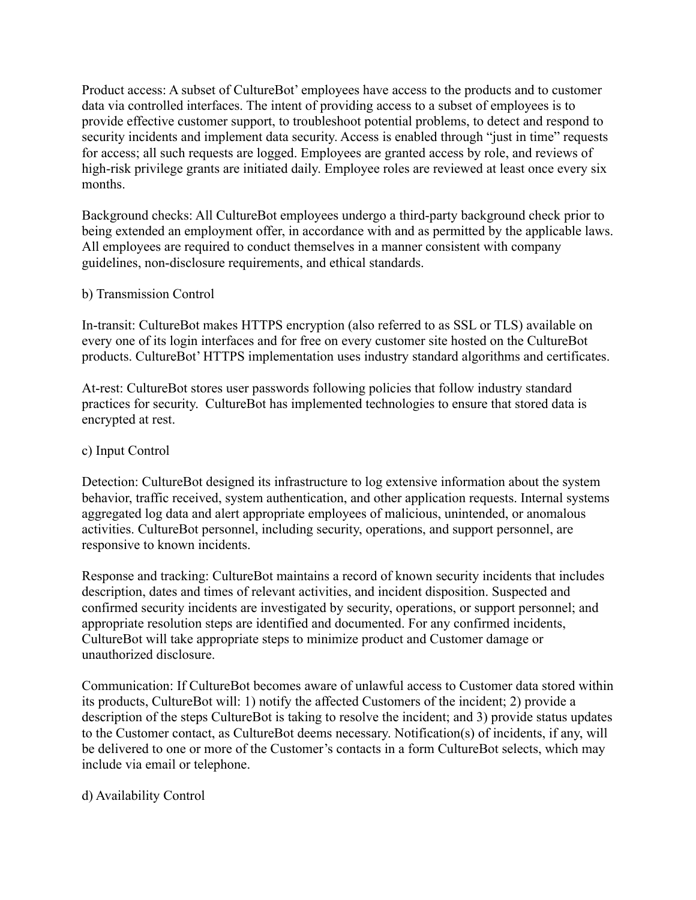Product access: A subset of CultureBot' employees have access to the products and to customer data via controlled interfaces. The intent of providing access to a subset of employees is to provide effective customer support, to troubleshoot potential problems, to detect and respond to security incidents and implement data security. Access is enabled through "just in time" requests for access; all such requests are logged. Employees are granted access by role, and reviews of high-risk privilege grants are initiated daily. Employee roles are reviewed at least once every six months.

Background checks: All CultureBot employees undergo a third-party background check prior to being extended an employment offer, in accordance with and as permitted by the applicable laws. All employees are required to conduct themselves in a manner consistent with company guidelines, non-disclosure requirements, and ethical standards.

b) Transmission Control

In-transit: CultureBot makes HTTPS encryption (also referred to as SSL or TLS) available on every one of its login interfaces and for free on every customer site hosted on the CultureBot products. CultureBot' HTTPS implementation uses industry standard algorithms and certificates.

At-rest: CultureBot stores user passwords following policies that follow industry standard practices for security. CultureBot has implemented technologies to ensure that stored data is encrypted at rest.

c) Input Control

Detection: CultureBot designed its infrastructure to log extensive information about the system behavior, traffic received, system authentication, and other application requests. Internal systems aggregated log data and alert appropriate employees of malicious, unintended, or anomalous activities. CultureBot personnel, including security, operations, and support personnel, are responsive to known incidents.

Response and tracking: CultureBot maintains a record of known security incidents that includes description, dates and times of relevant activities, and incident disposition. Suspected and confirmed security incidents are investigated by security, operations, or support personnel; and appropriate resolution steps are identified and documented. For any confirmed incidents, CultureBot will take appropriate steps to minimize product and Customer damage or unauthorized disclosure.

Communication: If CultureBot becomes aware of unlawful access to Customer data stored within its products, CultureBot will: 1) notify the affected Customers of the incident; 2) provide a description of the steps CultureBot is taking to resolve the incident; and 3) provide status updates to the Customer contact, as CultureBot deems necessary. Notification(s) of incidents, if any, will be delivered to one or more of the Customer's contacts in a form CultureBot selects, which may include via email or telephone.

d) Availability Control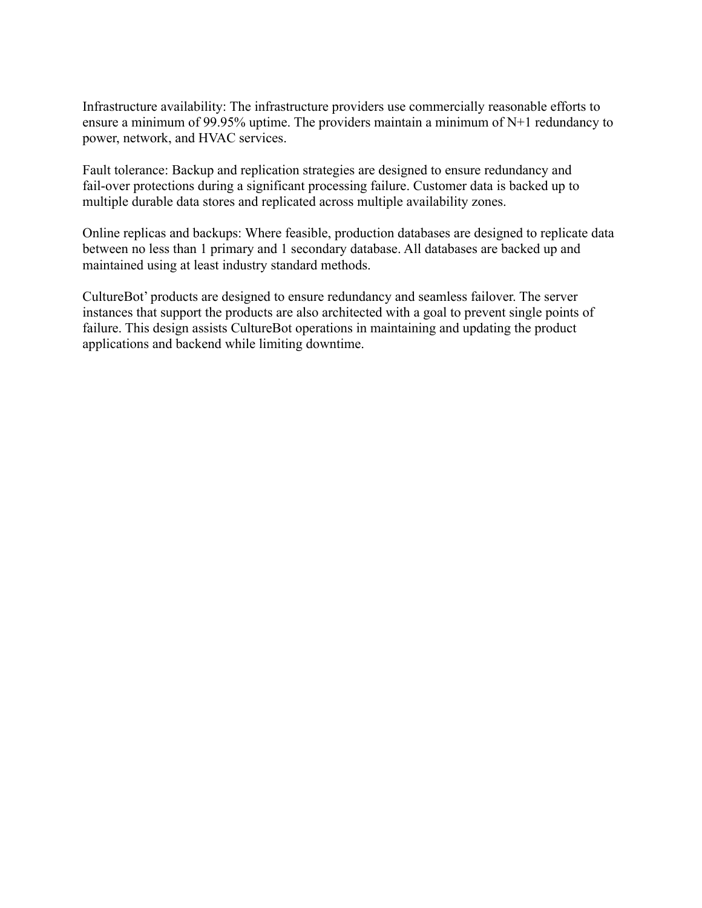Infrastructure availability: The infrastructure providers use commercially reasonable efforts to ensure a minimum of 99.95% uptime. The providers maintain a minimum of N+1 redundancy to power, network, and HVAC services.

Fault tolerance: Backup and replication strategies are designed to ensure redundancy and fail-over protections during a significant processing failure. Customer data is backed up to multiple durable data stores and replicated across multiple availability zones.

Online replicas and backups: Where feasible, production databases are designed to replicate data between no less than 1 primary and 1 secondary database. All databases are backed up and maintained using at least industry standard methods.

CultureBot' products are designed to ensure redundancy and seamless failover. The server instances that support the products are also architected with a goal to prevent single points of failure. This design assists CultureBot operations in maintaining and updating the product applications and backend while limiting downtime.